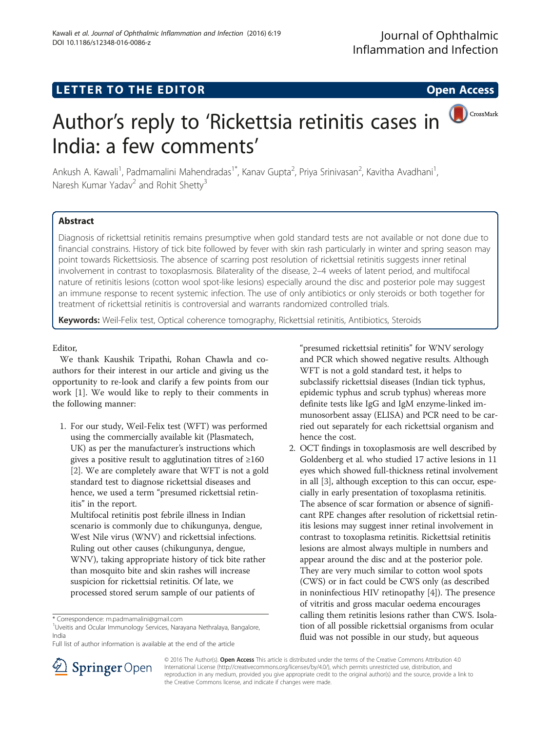LETTER TO THE EDITOR

Open Access

# Author's reply to 'Rickettsia retinitis cases in India: a few comments'

Ankush A. Kawali[1], Padmamalini Mahendradas[1*], Kanav Gupta[2], Priya Srinivasan[2], Kavitha Avadhani[1], Naresh Kumar Yadav[2] and Rohit Shetty[3]

## Abstract

Diagnosis of rickettsial retinitis remains presumptive when gold standard tests are not available or not done due to financial constrains. History of tick bite followed by fever with skin rash particularly in winter and spring season may point towards Rickettsiosis. The absence of scarring post resolution of rickettsial retinitis suggests inner retinal involvement in contrast to toxoplasmosis. Bilaterality of the disease, 2–4 weeks of latent period, and multifocal nature of retinitis lesions (cotton wool spot-like lesions) especially around the disc and posterior pole may suggest an immune response to recent systemic infection. The use of only antibiotics or only steroids or both together for treatment of rickettsial retinitis is controversial and warrants randomized controlled trials.

**Keywords:** Weil-Felix test, Optical coherence tomography, Rickettsial retinitis, Antibiotics, Steroids

Editor,

We thank Kaushik Tripathi, Rohan Chawla and co-authors for their interest in our article and giving us the opportunity to re-look and clarify a few points from our work [1]. We would like to reply to their comments in the following manner:

1. For our study, Weil-Felix test (WFT) was performed using the commercially available kit (Plasmatech, UK) as per the manufacturer's instructions which gives a positive result to agglutination titres of ≥160 [2]. We are completely aware that WFT is not a gold standard test to diagnose rickettsial diseases and hence, we used a term "presumed rickettsial retinitis" in the report.

   Multifocal retinitis post febrile illness in Indian scenario is commonly due to chikungunya, dengue, West Nile virus (WNV) and rickettsial infections. Ruling out other causes (chikungunya, dengue, WNV), taking appropriate history of tick bite rather than mosquito bite and skin rashes will increase suspicion for rickettsial retinitis. Of late, we processed stored serum sample of our patients of "presumed rickettsial retinitis" for WNV serology and PCR which showed negative results. Although WFT is not a gold standard test, it helps to subclassify rickettsial diseases (Indian tick typhus, epidemic typhus and scrub typhus) whereas more definite tests like IgG and IgM enzyme-linked immunosorbent assay (ELISA) and PCR need to be carried out separately for each rickettsial organism and hence the cost.

2. OCT findings in toxoplasmosis are well described by Goldenberg et al. who studied 17 active lesions in 11 eyes which showed full-thickness retinal involvement in all [3], although exception to this can occur, especially in early presentation of toxoplasma retinitis. The absence of scar formation or absence of significant RPE changes after resolution of rickettsial retinitis lesions may suggest inner retinal involvement in contrast to toxoplasma retinitis. Rickettsial retinitis lesions are almost always multiple in numbers and appear around the disc and at the posterior pole. They are very much similar to cotton wool spots (CWS) or in fact could be CWS only (as described in noninfectious HIV retinopathy [4]). The presence of vitritis and gross macular oedema encourages calling them retinitis lesions rather than CWS. Isolation of all possible rickettsial organisms from ocular fluid was not possible in our study, but aqueous

\* Correspondence: m.padmamalini@gmail.com
[1]Uveitis and Ocular Immunology Services, Narayana Nethralaya, Bangalore, India
Full list of author information is available at the end of the article

© 2016 The Author(s). **Open Access** This article is distributed under the terms of the Creative Commons Attribution 4.0 International License (http://creativecommons.org/licenses/by/4.0/), which permits unrestricted use, distribution, and reproduction in any medium, provided you give appropriate credit to the original author(s) and the source, provide a link to the Creative Commons license, and indicate if changes were made.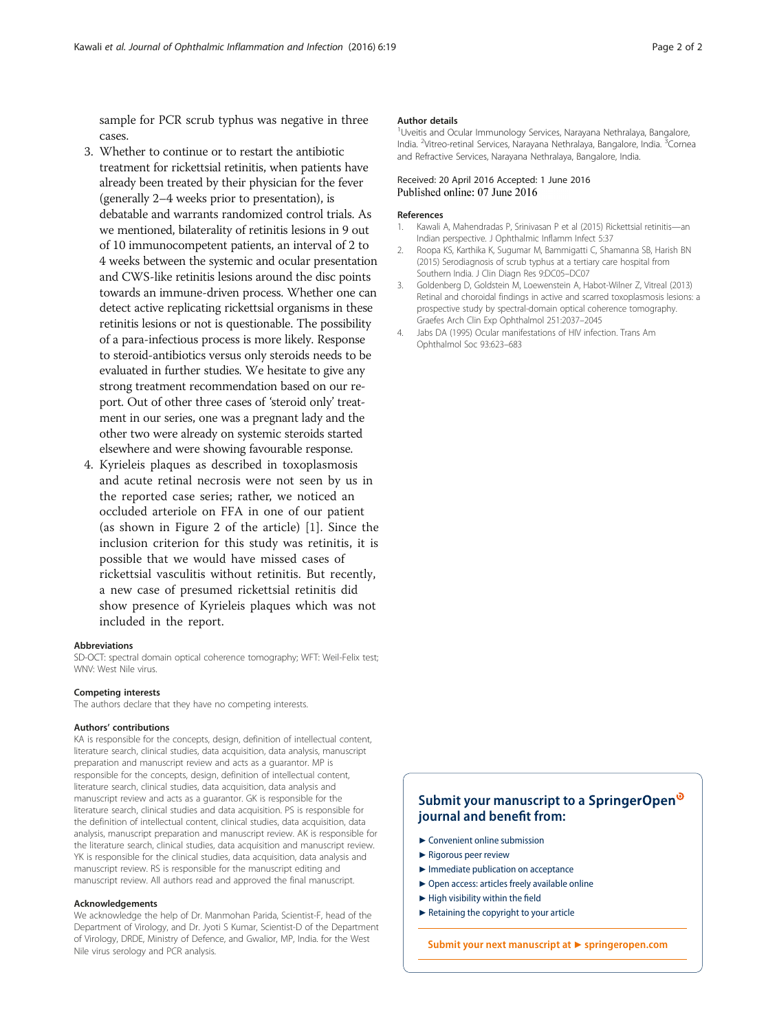sample for PCR scrub typhus was negative in three cases.

3. Whether to continue or to restart the antibiotic treatment for rickettsial retinitis, when patients have already been treated by their physician for the fever (generally 2–4 weeks prior to presentation), is debatable and warrants randomized control trials. As we mentioned, bilaterality of retinitis lesions in 9 out of 10 immunocompetent patients, an interval of 2 to 4 weeks between the systemic and ocular presentation and CWS-like retinitis lesions around the disc points towards an immune-driven process. Whether one can detect active replicating rickettsial organisms in these retinitis lesions or not is questionable. The possibility of a para-infectious process is more likely. Response to steroid-antibiotics versus only steroids needs to be evaluated in further studies. We hesitate to give any strong treatment recommendation based on our report. Out of other three cases of 'steroid only' treatment in our series, one was a pregnant lady and the other two were already on systemic steroids started elsewhere and were showing favourable response.
4. Kyrieleis plaques as described in toxoplasmosis and acute retinal necrosis were not seen by us in the reported case series; rather, we noticed an occluded arteriole on FFA in one of our patient (as shown in Figure 2 of the article) [1]. Since the inclusion criterion for this study was retinitis, it is possible that we would have missed cases of rickettsial vasculitis without retinitis. But recently, a new case of presumed rickettsial retinitis did show presence of Kyrieleis plaques which was not included in the report.

#### Abbreviations

SD-OCT: spectral domain optical coherence tomography; WFT: Weil-Felix test; WNV: West Nile virus.

#### Competing interests

The authors declare that they have no competing interests.

#### Authors' contributions

KA is responsible for the concepts, design, definition of intellectual content, literature search, clinical studies, data acquisition, data analysis, manuscript preparation and manuscript review and acts as a guarantor. MP is responsible for the concepts, design, definition of intellectual content, literature search, clinical studies, data acquisition, data analysis and manuscript review and acts as a guarantor. GK is responsible for the literature search, clinical studies and data acquisition. PS is responsible for the definition of intellectual content, clinical studies, data acquisition, data analysis, manuscript preparation and manuscript review. AK is responsible for the literature search, clinical studies, data acquisition and manuscript review. YK is responsible for the clinical studies, data acquisition, data analysis and manuscript review. RS is responsible for the manuscript editing and manuscript review. All authors read and approved the final manuscript.

#### Acknowledgements

We acknowledge the help of Dr. Manmohan Parida, Scientist-F, head of the Department of Virology, and Dr. Jyoti S Kumar, Scientist-D of the Department of Virology, DRDE, Ministry of Defence, and Gwalior, MP, India. for the West Nile virus serology and PCR analysis.

#### Author details

[1]Uveitis and Ocular Immunology Services, Narayana Nethralaya, Bangalore, India. [2]Vitreo-retinal Services, Narayana Nethralaya, Bangalore, India. [3]Cornea and Refractive Services, Narayana Nethralaya, Bangalore, India.

Received: 20 April 2016 Accepted: 1 June 2016
Published online: 07 June 2016

#### References

1. Kawali A, Mahendradas P, Srinivasan P et al (2015) Rickettsial retinitis—an Indian perspective. J Ophthalmic Inflamm Infect 5:37
2. Roopa KS, Karthika K, Sugumar M, Bammigatti C, Shamanna SB, Harish BN (2015) Serodiagnosis of scrub typhus at a tertiary care hospital from Southern India. J Clin Diagn Res 9:DC05–DC07
3. Goldenberg D, Goldstein M, Loewenstein A, Habot-Wilner Z, Vitreal (2013) Retinal and choroidal findings in active and scarred toxoplasmosis lesions: a prospective study by spectral-domain optical coherence tomography. Graefes Arch Clin Exp Ophthalmol 251:2037–2045
4. Jabs DA (1995) Ocular manifestations of HIV infection. Trans Am Ophthalmol Soc 93:623–683

**Submit your manuscript to a SpringerOpen journal and benefit from:**

- Convenient online submission
- Rigorous peer review
- Immediate publication on acceptance
- Open access: articles freely available online
- High visibility within the field
- Retaining the copyright to your article

**Submit your next manuscript at ▶ springeropen.com**